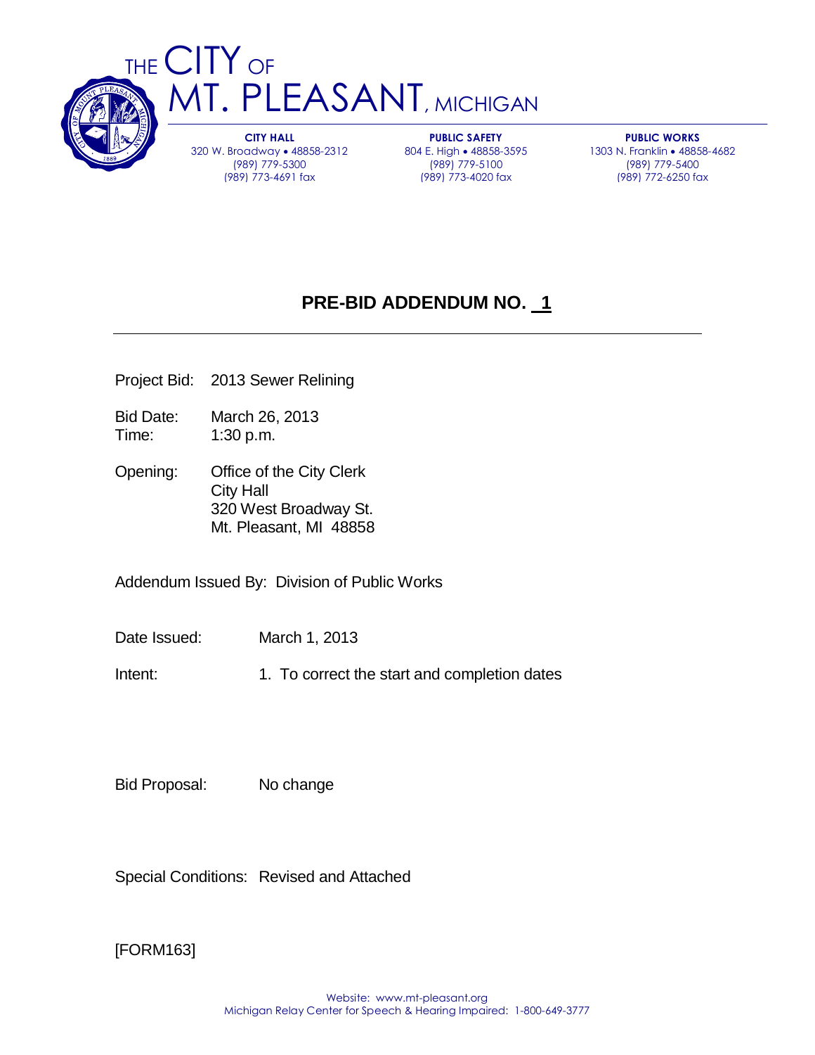# THE CITY OF MT. PLEASANT, MICHIGAN

**CITY HALL**
320 W. Broadway • 48858-2312
(989) 779-5300
(989) 773-4691 fax

**PUBLIC SAFETY**
804 E. High • 48858-3595
(989) 779-5100
(989) 773-4020 fax

**PUBLIC WORKS**
1303 N. Franklin • 48858-4682
(989) 779-5400
(989) 772-6250 fax

## PRE-BID ADDENDUM NO. 1

Project Bid: 2013 Sewer Relining

Bid Date: March 26, 2013
Time: 1:30 p.m.

Opening: Office of the City Clerk
City Hall
320 West Broadway St.
Mt. Pleasant, MI 48858

Addendum Issued By: Division of Public Works

Date Issued: March 1, 2013

Intent: 1. To correct the start and completion dates

Bid Proposal: No change

Special Conditions: Revised and Attached

[FORM163]

Website: www.mt-pleasant.org
Michigan Relay Center for Speech & Hearing Impaired: 1-800-649-3777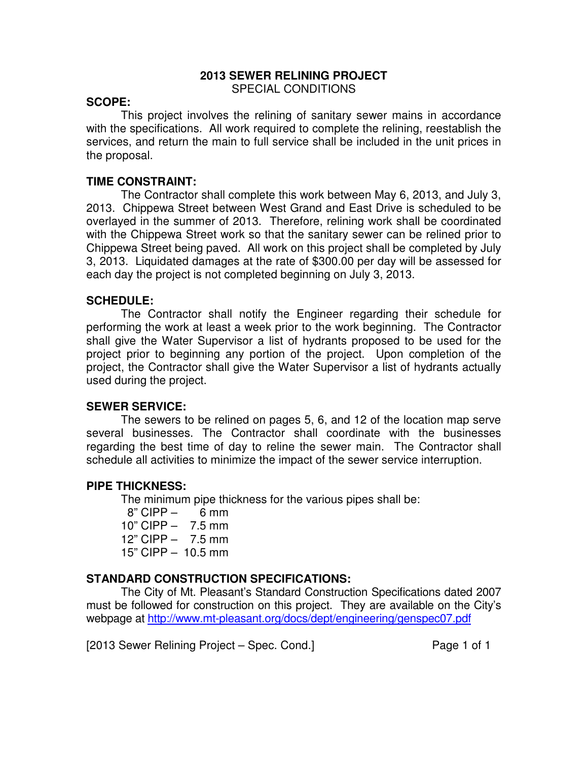# 2013 SEWER RELINING PROJECT

SPECIAL CONDITIONS

## SCOPE:

This project involves the relining of sanitary sewer mains in accordance with the specifications. All work required to complete the relining, reestablish the services, and return the main to full service shall be included in the unit prices in the proposal.

## TIME CONSTRAINT:

The Contractor shall complete this work between May 6, 2013, and July 3, 2013. Chippewa Street between West Grand and East Drive is scheduled to be overlayed in the summer of 2013. Therefore, relining work shall be coordinated with the Chippewa Street work so that the sanitary sewer can be relined prior to Chippewa Street being paved. All work on this project shall be completed by July 3, 2013. Liquidated damages at the rate of $300.00 per day will be assessed for each day the project is not completed beginning on July 3, 2013.

## SCHEDULE:

The Contractor shall notify the Engineer regarding their schedule for performing the work at least a week prior to the work beginning. The Contractor shall give the Water Supervisor a list of hydrants proposed to be used for the project prior to beginning any portion of the project. Upon completion of the project, the Contractor shall give the Water Supervisor a list of hydrants actually used during the project.

## SEWER SERVICE:

The sewers to be relined on pages 5, 6, and 12 of the location map serve several businesses. The Contractor shall coordinate with the businesses regarding the best time of day to reline the sewer main. The Contractor shall schedule all activities to minimize the impact of the sewer service interruption.

## PIPE THICKNESS:

The minimum pipe thickness for the various pipes shall be:

8" CIPP – 6 mm
10" CIPP – 7.5 mm
12" CIPP – 7.5 mm
15" CIPP – 10.5 mm

## STANDARD CONSTRUCTION SPECIFICATIONS:

The City of Mt. Pleasant's Standard Construction Specifications dated 2007 must be followed for construction on this project. They are available on the City's webpage at http://www.mt-pleasant.org/docs/dept/engineering/genspec07.pdf

[2013 Sewer Relining Project – Spec. Cond.]